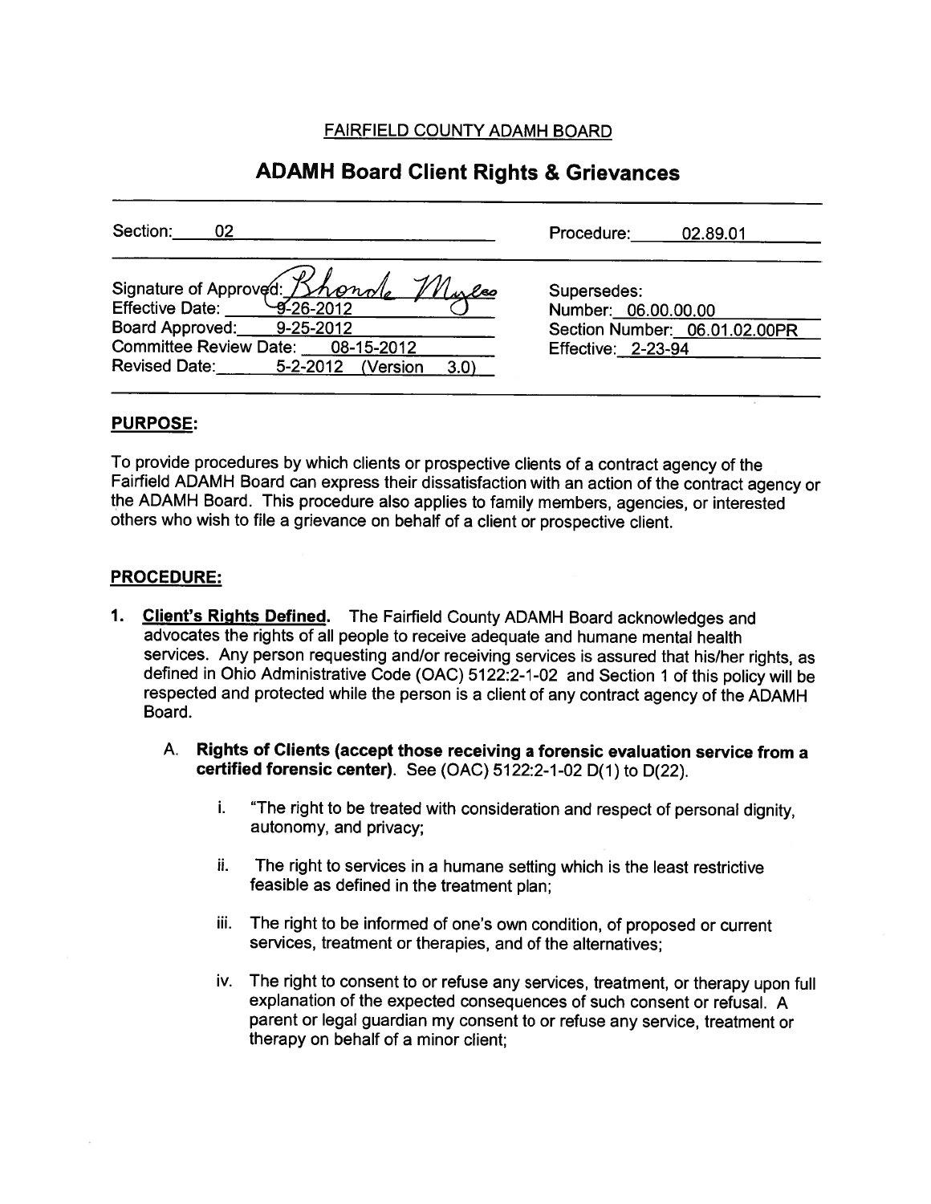FAIRFIELD COUNTY ADAMH BOARD

# ADAMH Board Client Rights & Grievances

| Section: 02 | Procedure: 02.89.01 |
|---|---|
| Signature of Approved: Rhonda Myles | Supersedes: |
| Effective Date: 9-26-2012 | Number: 06.00.00.00 |
| Board Approved: 9-25-2012 | Section Number: 06.01.02.00PR |
| Committee Review Date: 08-15-2012 | Effective: 2-23-94 |
| Revised Date: 5-2-2012 (Version 3.0) | |

## PURPOSE:

To provide procedures by which clients or prospective clients of a contract agency of the Fairfield ADAMH Board can express their dissatisfaction with an action of the contract agency or the ADAMH Board. This procedure also applies to family members, agencies, or interested others who wish to file a grievance on behalf of a client or prospective client.

## PROCEDURE:

1. **Client's Rights Defined.** The Fairfield County ADAMH Board acknowledges and advocates the rights of all people to receive adequate and humane mental health services. Any person requesting and/or receiving services is assured that his/her rights, as defined in Ohio Administrative Code (OAC) 5122:2-1-02 and Section 1 of this policy will be respected and protected while the person is a client of any contract agency of the ADAMH Board.

   A. **Rights of Clients (accept those receiving a forensic evaluation service from a certified forensic center).** See (OAC) 5122:2-1-02 D(1) to D(22).

      i. "The right to be treated with consideration and respect of personal dignity, autonomy, and privacy;

      ii. The right to services in a humane setting which is the least restrictive feasible as defined in the treatment plan;

      iii. The right to be informed of one's own condition, of proposed or current services, treatment or therapies, and of the alternatives;

      iv. The right to consent to or refuse any services, treatment, or therapy upon full explanation of the expected consequences of such consent or refusal. A parent or legal guardian my consent to or refuse any service, treatment or therapy on behalf of a minor client;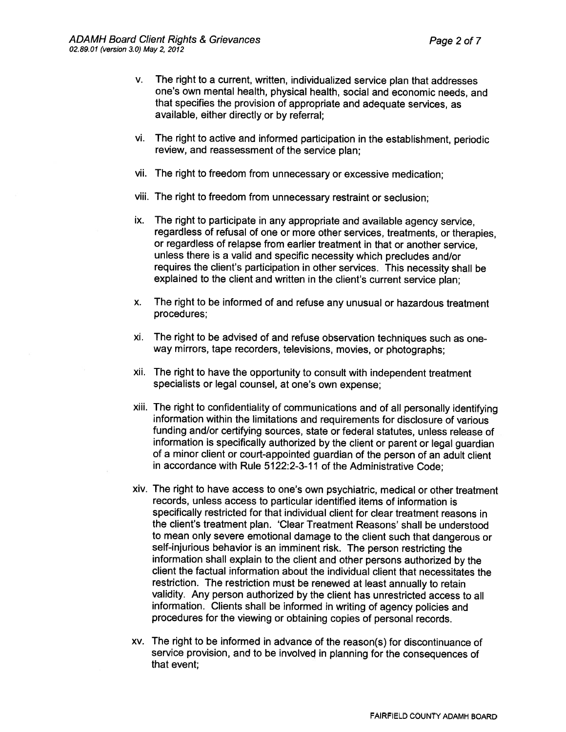v. The right to a current, written, individualized service plan that addresses one's own mental health, physical health, social and economic needs, and that specifies the provision of appropriate and adequate services, as available, either directly or by referral;

vi. The right to active and informed participation in the establishment, periodic review, and reassessment of the service plan;

vii. The right to freedom from unnecessary or excessive medication;

viii. The right to freedom from unnecessary restraint or seclusion;

ix. The right to participate in any appropriate and available agency service, regardless of refusal of one or more other services, treatments, or therapies, or regardless of relapse from earlier treatment in that or another service, unless there is a valid and specific necessity which precludes and/or requires the client's participation in other services. This necessity shall be explained to the client and written in the client's current service plan;

x. The right to be informed of and refuse any unusual or hazardous treatment procedures;

xi. The right to be advised of and refuse observation techniques such as one-way mirrors, tape recorders, televisions, movies, or photographs;

xii. The right to have the opportunity to consult with independent treatment specialists or legal counsel, at one's own expense;

xiii. The right to confidentiality of communications and of all personally identifying information within the limitations and requirements for disclosure of various funding and/or certifying sources, state or federal statutes, unless release of information is specifically authorized by the client or parent or legal guardian of a minor client or court-appointed guardian of the person of an adult client in accordance with Rule 5122:2-3-11 of the Administrative Code;

xiv. The right to have access to one's own psychiatric, medical or other treatment records, unless access to particular identified items of information is specifically restricted for that individual client for clear treatment reasons in the client's treatment plan. 'Clear Treatment Reasons' shall be understood to mean only severe emotional damage to the client such that dangerous or self-injurious behavior is an imminent risk. The person restricting the information shall explain to the client and other persons authorized by the client the factual information about the individual client that necessitates the restriction. The restriction must be renewed at least annually to retain validity. Any person authorized by the client has unrestricted access to all information. Clients shall be informed in writing of agency policies and procedures for the viewing or obtaining copies of personal records.

xv. The right to be informed in advance of the reason(s) for discontinuance of service provision, and to be involved in planning for the consequences of that event;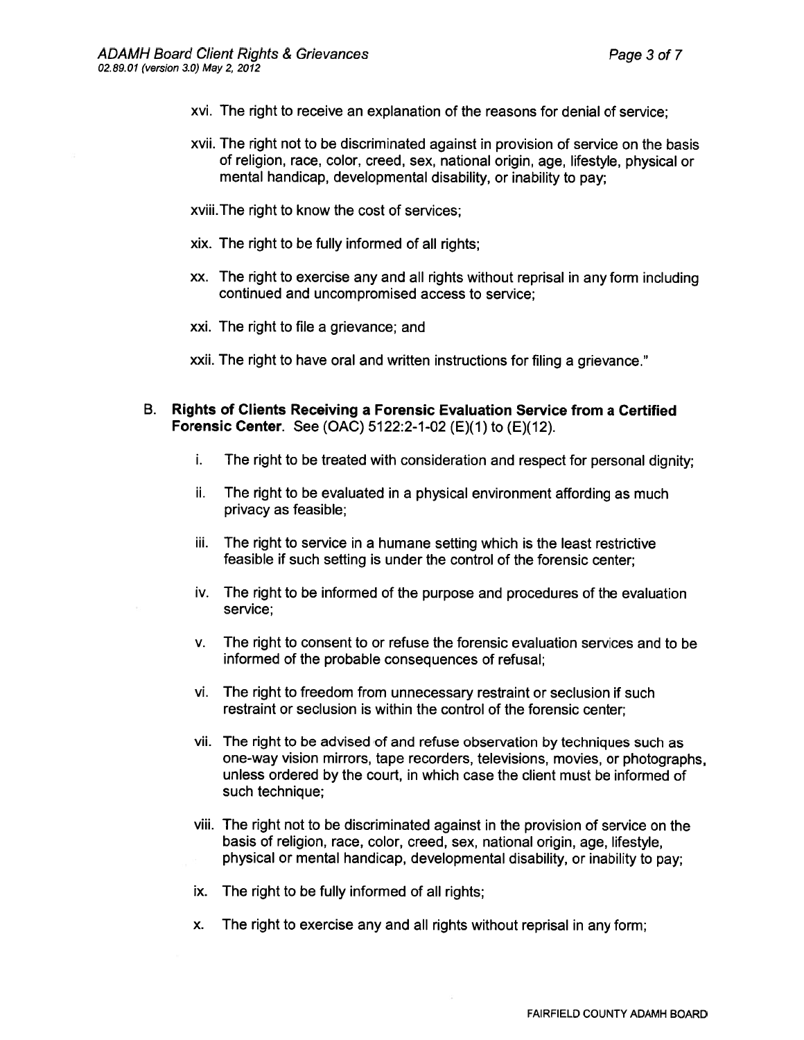xvi. The right to receive an explanation of the reasons for denial of service;

xvii. The right not to be discriminated against in provision of service on the basis of religion, race, color, creed, sex, national origin, age, lifestyle, physical or mental handicap, developmental disability, or inability to pay;

xviii. The right to know the cost of services;

xix. The right to be fully informed of all rights;

xx. The right to exercise any and all rights without reprisal in any form including continued and uncompromised access to service;

xxi. The right to file a grievance; and

xxii. The right to have oral and written instructions for filing a grievance."

B. **Rights of Clients Receiving a Forensic Evaluation Service from a Certified Forensic Center**. See (OAC) 5122:2-1-02 (E)(1) to (E)(12).

i. The right to be treated with consideration and respect for personal dignity;

ii. The right to be evaluated in a physical environment affording as much privacy as feasible;

iii. The right to service in a humane setting which is the least restrictive feasible if such setting is under the control of the forensic center;

iv. The right to be informed of the purpose and procedures of the evaluation service;

v. The right to consent to or refuse the forensic evaluation services and to be informed of the probable consequences of refusal;

vi. The right to freedom from unnecessary restraint or seclusion if such restraint or seclusion is within the control of the forensic center;

vii. The right to be advised of and refuse observation by techniques such as one-way vision mirrors, tape recorders, televisions, movies, or photographs, unless ordered by the court, in which case the client must be informed of such technique;

viii. The right not to be discriminated against in the provision of service on the basis of religion, race, color, creed, sex, national origin, age, lifestyle, physical or mental handicap, developmental disability, or inability to pay;

ix. The right to be fully informed of all rights;

x. The right to exercise any and all rights without reprisal in any form;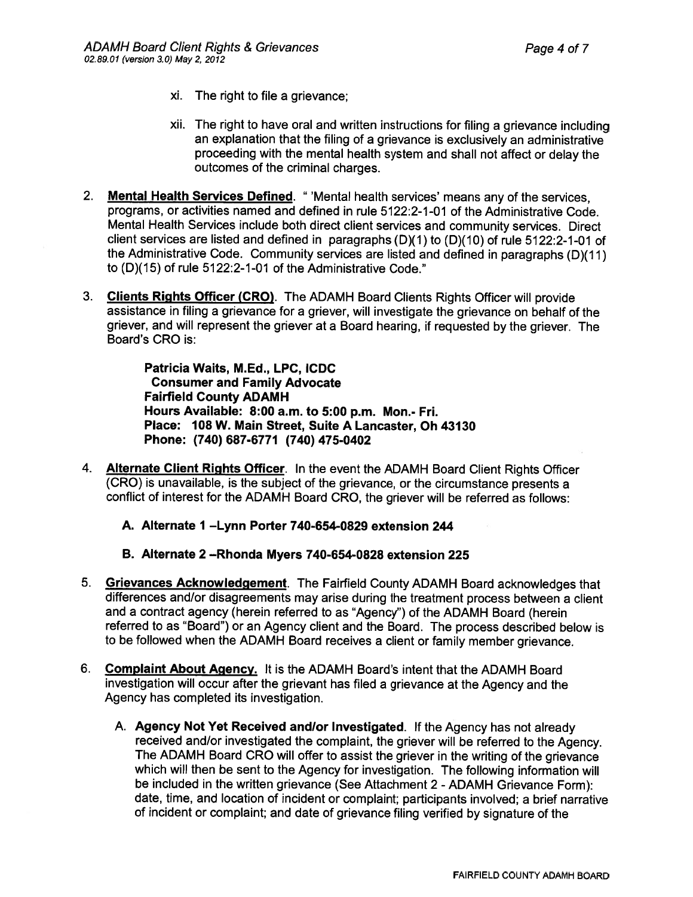xi. The right to file a grievance;

xii. The right to have oral and written instructions for filing a grievance including an explanation that the filing of a grievance is exclusively an administrative proceeding with the mental health system and shall not affect or delay the outcomes of the criminal charges.

2. **Mental Health Services Defined**. " 'Mental health services' means any of the services, programs, or activities named and defined in rule 5122:2-1-01 of the Administrative Code. Mental Health Services include both direct client services and community services. Direct client services are listed and defined in paragraphs (D)(1) to (D)(10) of rule 5122:2-1-01 of the Administrative Code. Community services are listed and defined in paragraphs (D)(11) to (D)(15) of rule 5122:2-1-01 of the Administrative Code."

3. **Clients Rights Officer (CRO)**. The ADAMH Board Clients Rights Officer will provide assistance in filing a grievance for a griever, will investigate the grievance on behalf of the griever, and will represent the griever at a Board hearing, if requested by the griever. The Board's CRO is:

   **Patricia Waits, M.Ed., LPC, ICDC**
   **Consumer and Family Advocate**
   **Fairfield County ADAMH**
   **Hours Available: 8:00 a.m. to 5:00 p.m. Mon.- Fri.**
   **Place: 108 W. Main Street, Suite A Lancaster, Oh 43130**
   **Phone: (740) 687-6771 (740) 475-0402**

4. **Alternate Client Rights Officer**. In the event the ADAMH Board Client Rights Officer (CRO) is unavailable, is the subject of the grievance, or the circumstance presents a conflict of interest for the ADAMH Board CRO, the griever will be referred as follows:

   **A. Alternate 1 –Lynn Porter 740-654-0829 extension 244**

   **B. Alternate 2 –Rhonda Myers 740-654-0828 extension 225**

5. **Grievances Acknowledgement**. The Fairfield County ADAMH Board acknowledges that differences and/or disagreements may arise during the treatment process between a client and a contract agency (herein referred to as "Agency") of the ADAMH Board (herein referred to as "Board") or an Agency client and the Board. The process described below is to be followed when the ADAMH Board receives a client or family member grievance.

6. **Complaint About Agency.** It is the ADAMH Board's intent that the ADAMH Board investigation will occur after the grievant has filed a grievance at the Agency and the Agency has completed its investigation.

   A. **Agency Not Yet Received and/or Investigated**. If the Agency has not already received and/or investigated the complaint, the griever will be referred to the Agency. The ADAMH Board CRO will offer to assist the griever in the writing of the grievance which will then be sent to the Agency for investigation. The following information will be included in the written grievance (See Attachment 2 - ADAMH Grievance Form): date, time, and location of incident or complaint; participants involved; a brief narrative of incident or complaint; and date of grievance filing verified by signature of the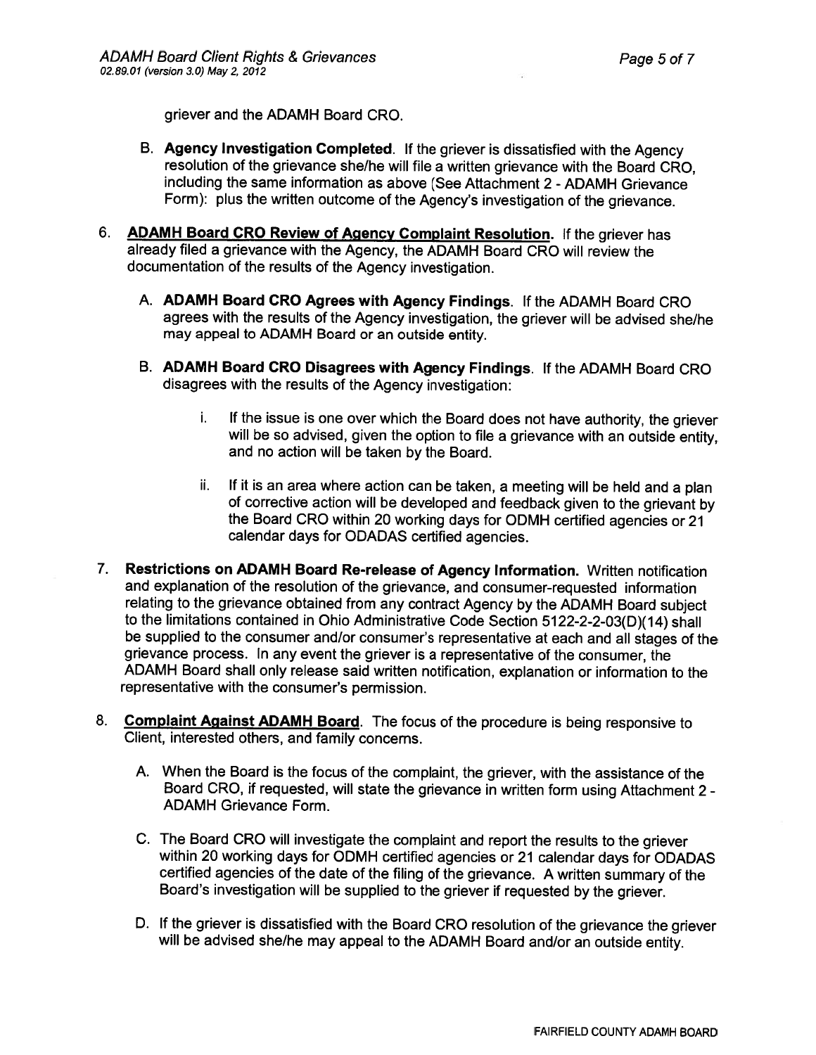griever and the ADAMH Board CRO.

B. **Agency Investigation Completed**. If the griever is dissatisfied with the Agency resolution of the grievance she/he will file a written grievance with the Board CRO, including the same information as above (See Attachment 2 - ADAMH Grievance Form): plus the written outcome of the Agency's investigation of the grievance.

6. **ADAMH Board CRO Review of Agency Complaint Resolution.** If the griever has already filed a grievance with the Agency, the ADAMH Board CRO will review the documentation of the results of the Agency investigation.

   A. **ADAMH Board CRO Agrees with Agency Findings**. If the ADAMH Board CRO agrees with the results of the Agency investigation, the griever will be advised she/he may appeal to ADAMH Board or an outside entity.

   B. **ADAMH Board CRO Disagrees with Agency Findings**. If the ADAMH Board CRO disagrees with the results of the Agency investigation:

      i. If the issue is one over which the Board does not have authority, the griever will be so advised, given the option to file a grievance with an outside entity, and no action will be taken by the Board.

      ii. If it is an area where action can be taken, a meeting will be held and a plan of corrective action will be developed and feedback given to the grievant by the Board CRO within 20 working days for ODMH certified agencies or 21 calendar days for ODADAS certified agencies.

7. **Restrictions on ADAMH Board Re-release of Agency Information.** Written notification and explanation of the resolution of the grievance, and consumer-requested information relating to the grievance obtained from any contract Agency by the ADAMH Board subject to the limitations contained in Ohio Administrative Code Section 5122-2-2-03(D)(14) shall be supplied to the consumer and/or consumer's representative at each and all stages of the grievance process. In any event the griever is a representative of the consumer, the ADAMH Board shall only release said written notification, explanation or information to the representative with the consumer's permission.

8. **Complaint Against ADAMH Board**. The focus of the procedure is being responsive to Client, interested others, and family concerns.

   A. When the Board is the focus of the complaint, the griever, with the assistance of the Board CRO, if requested, will state the grievance in written form using Attachment 2 - ADAMH Grievance Form.

   C. The Board CRO will investigate the complaint and report the results to the griever within 20 working days for ODMH certified agencies or 21 calendar days for ODADAS certified agencies of the date of the filing of the grievance. A written summary of the Board's investigation will be supplied to the griever if requested by the griever.

   D. If the griever is dissatisfied with the Board CRO resolution of the grievance the griever will be advised she/he may appeal to the ADAMH Board and/or an outside entity.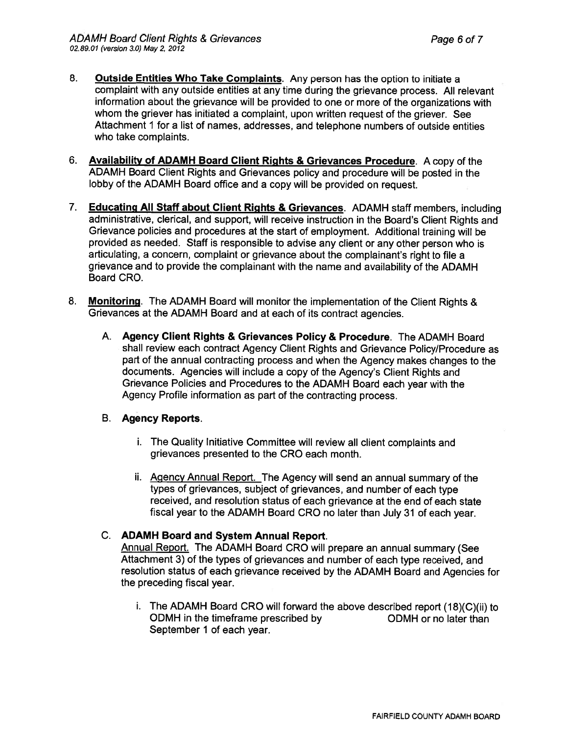8. **Outside Entities Who Take Complaints**. Any person has the option to initiate a complaint with any outside entities at any time during the grievance process. All relevant information about the grievance will be provided to one or more of the organizations with whom the griever has initiated a complaint, upon written request of the griever. See Attachment 1 for a list of names, addresses, and telephone numbers of outside entities who take complaints.

6. **Availability of ADAMH Board Client Rights & Grievances Procedure**. A copy of the ADAMH Board Client Rights and Grievances policy and procedure will be posted in the lobby of the ADAMH Board office and a copy will be provided on request.

7. **Educating All Staff about Client Rights & Grievances**. ADAMH staff members, including administrative, clerical, and support, will receive instruction in the Board's Client Rights and Grievance policies and procedures at the start of employment. Additional training will be provided as needed. Staff is responsible to advise any client or any other person who is articulating, a concern, complaint or grievance about the complainant's right to file a grievance and to provide the complainant with the name and availability of the ADAMH Board CRO.

8. **Monitoring**. The ADAMH Board will monitor the implementation of the Client Rights & Grievances at the ADAMH Board and at each of its contract agencies.

   A. **Agency Client Rights & Grievances Policy & Procedure**. The ADAMH Board shall review each contract Agency Client Rights and Grievance Policy/Procedure as part of the annual contracting process and when the Agency makes changes to the documents. Agencies will include a copy of the Agency's Client Rights and Grievance Policies and Procedures to the ADAMH Board each year with the Agency Profile information as part of the contracting process.

   B. **Agency Reports**.

      i. The Quality Initiative Committee will review all client complaints and grievances presented to the CRO each month.

      ii. Agency Annual Report. The Agency will send an annual summary of the types of grievances, subject of grievances, and number of each type received, and resolution status of each grievance at the end of each state fiscal year to the ADAMH Board CRO no later than July 31 of each year.

   C. **ADAMH Board and System Annual Report**.
   Annual Report. The ADAMH Board CRO will prepare an annual summary (See Attachment 3) of the types of grievances and number of each type received, and resolution status of each grievance received by the ADAMH Board and Agencies for the preceding fiscal year.

      i. The ADAMH Board CRO will forward the above described report (18)(C)(ii) to ODMH in the timeframe prescribed by ODMH or no later than September 1 of each year.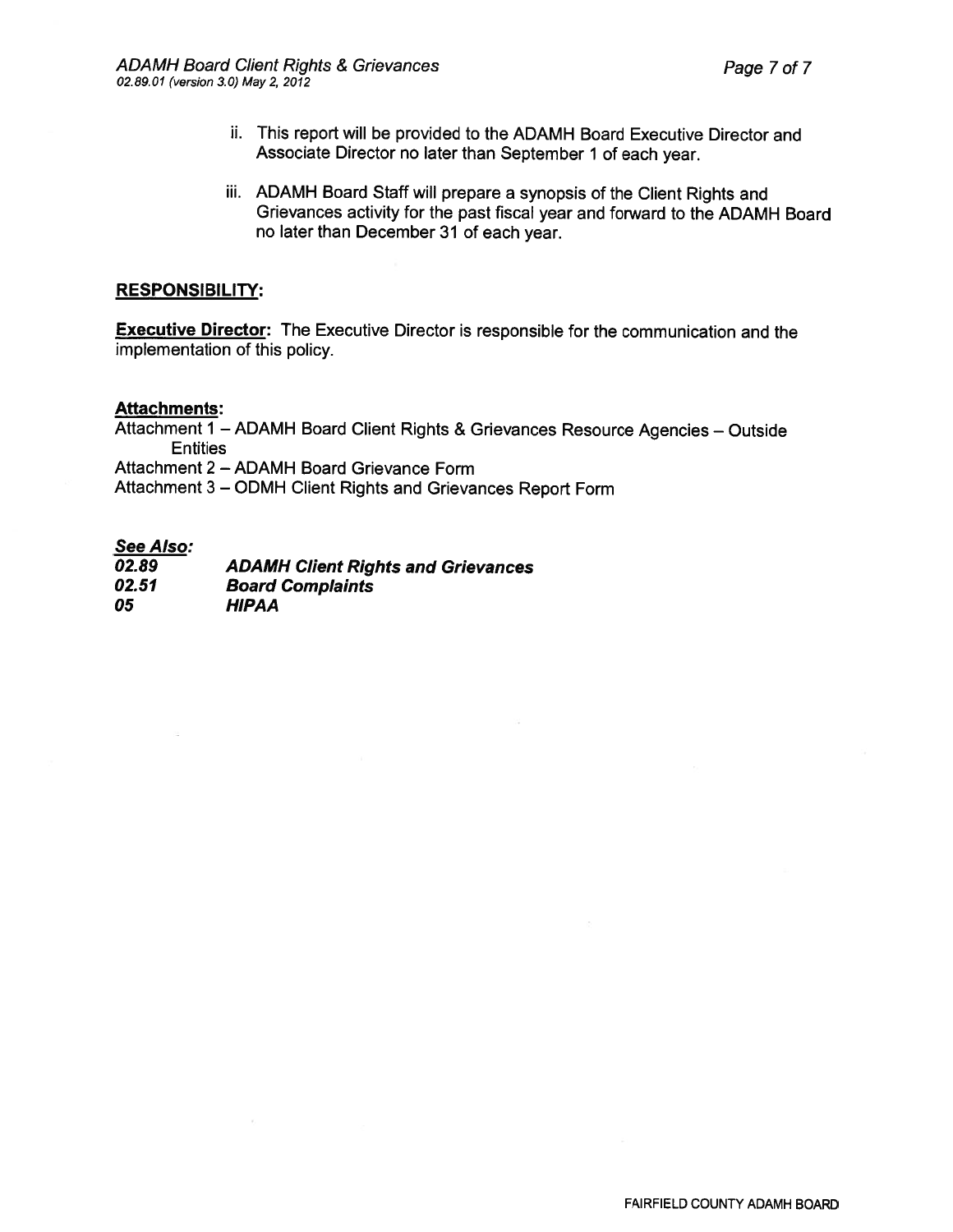ii. This report will be provided to the ADAMH Board Executive Director and Associate Director no later than September 1 of each year.

iii. ADAMH Board Staff will prepare a synopsis of the Client Rights and Grievances activity for the past fiscal year and forward to the ADAMH Board no later than December 31 of each year.

**RESPONSIBILITY:**

**Executive Director:** The Executive Director is responsible for the communication and the implementation of this policy.

**Attachments:**

Attachment 1 – ADAMH Board Client Rights & Grievances Resource Agencies – Outside Entities
Attachment 2 – ADAMH Board Grievance Form
Attachment 3 – ODMH Client Rights and Grievances Report Form

***See Also:***

| | |
|---|---|
| ***02.89*** | ***ADAMH Client Rights and Grievances*** |
| ***02.51*** | ***Board Complaints*** |
| ***05*** | ***HIPAA*** |